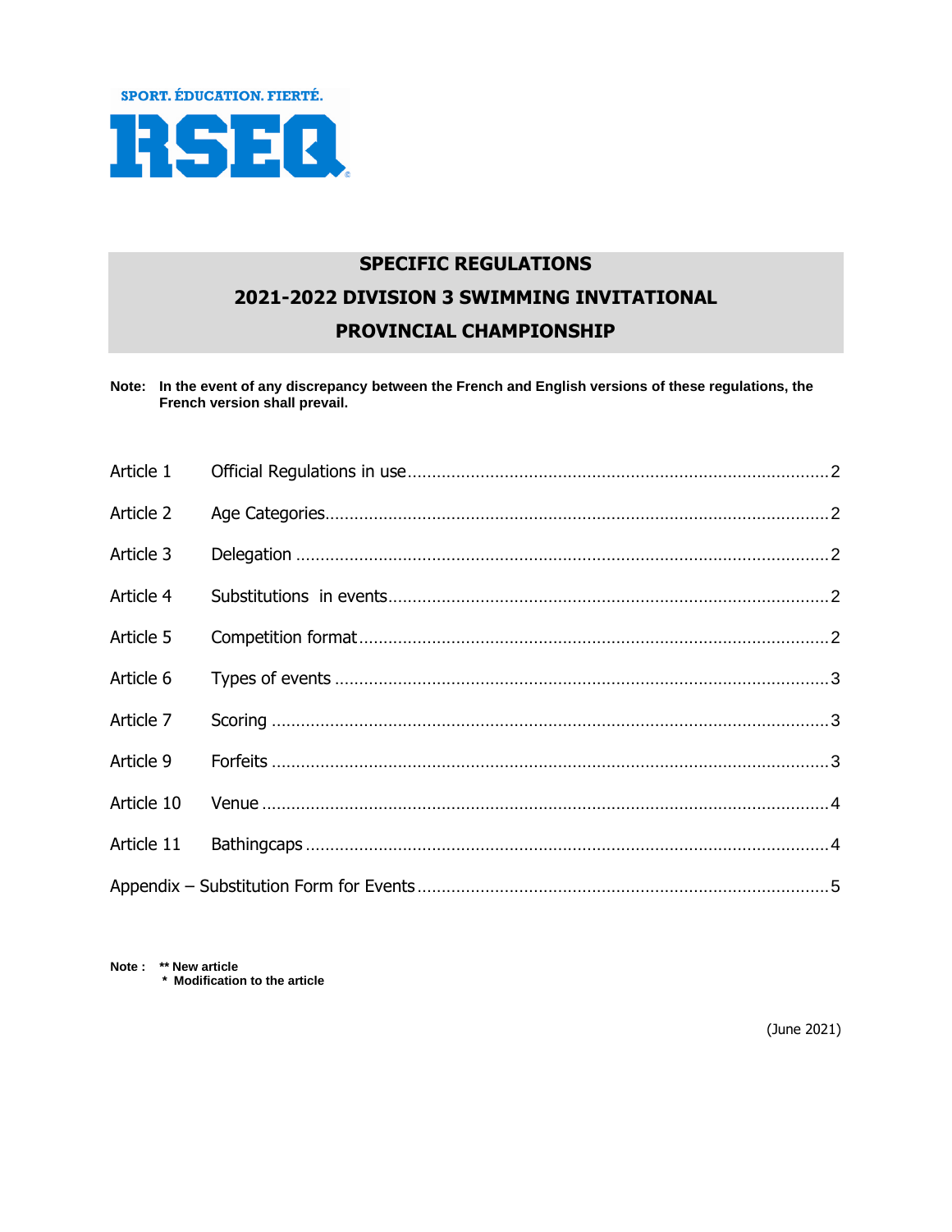SPORT. ÉDUCATION. FIERTÉ.

RSEQ

# SPECIFIC REGULATIONS
# 2021-2022 DIVISION 3 SWIMMING INVITATIONAL
# PROVINCIAL CHAMPIONSHIP

**Note: In the event of any discrepancy between the French and English versions of these regulations, the French version shall prevail.**

| | | |
|---|---|---|
| Article 1 | Official Regulations in use | 2 |
| Article 2 | Age Categories | 2 |
| Article 3 | Delegation | 2 |
| Article 4 | Substitutions in events | 2 |
| Article 5 | Competition format | 2 |
| Article 6 | Types of events | 3 |
| Article 7 | Scoring | 3 |
| Article 9 | Forfeits | 3 |
| Article 10 | Venue | 4 |
| Article 11 | Bathingcaps | 4 |
| Appendix – Substitution Form for Events | | 5 |

**Note : ** New article**
**\* Modification to the article**

(June 2021)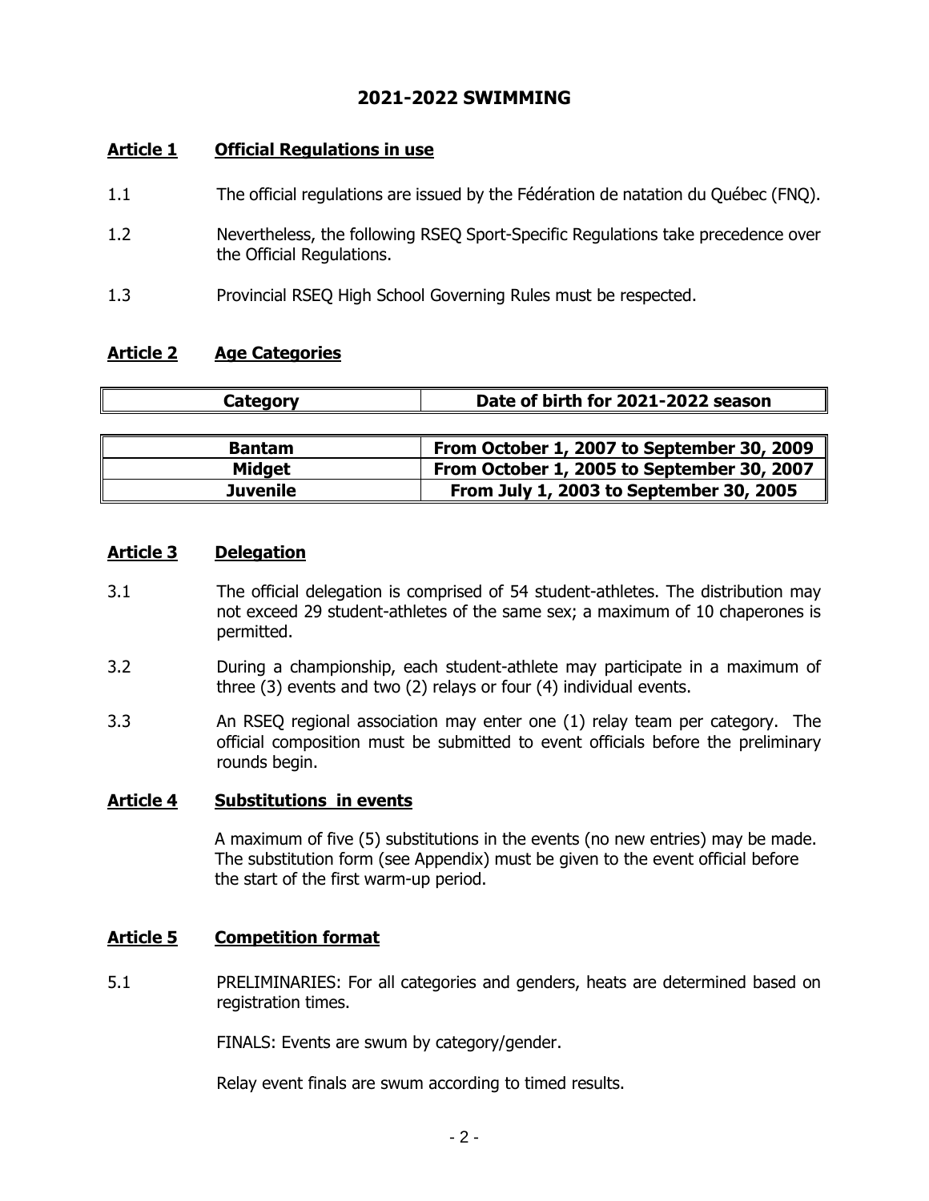# 2021-2022 SWIMMING

## Article 1 Official Regulations in use

1.1 The official regulations are issued by the Fédération de natation du Québec (FNQ).

1.2 Nevertheless, the following RSEQ Sport-Specific Regulations take precedence over the Official Regulations.

1.3 Provincial RSEQ High School Governing Rules must be respected.

## Article 2 Age Categories

| Category | Date of birth for 2021-2022 season |
|---|---|
| Bantam | From October 1, 2007 to September 30, 2009 |
| Midget | From October 1, 2005 to September 30, 2007 |
| Juvenile | From July 1, 2003 to September 30, 2005 |

## Article 3 Delegation

3.1 The official delegation is comprised of 54 student-athletes. The distribution may not exceed 29 student-athletes of the same sex; a maximum of 10 chaperones is permitted.

3.2 During a championship, each student-athlete may participate in a maximum of three (3) events and two (2) relays or four (4) individual events.

3.3 An RSEQ regional association may enter one (1) relay team per category. The official composition must be submitted to event officials before the preliminary rounds begin.

## Article 4 Substitutions in events

A maximum of five (5) substitutions in the events (no new entries) may be made. The substitution form (see Appendix) must be given to the event official before the start of the first warm-up period.

## Article 5 Competition format

5.1 PRELIMINARIES: For all categories and genders, heats are determined based on registration times.

FINALS: Events are swum by category/gender.

Relay event finals are swum according to timed results.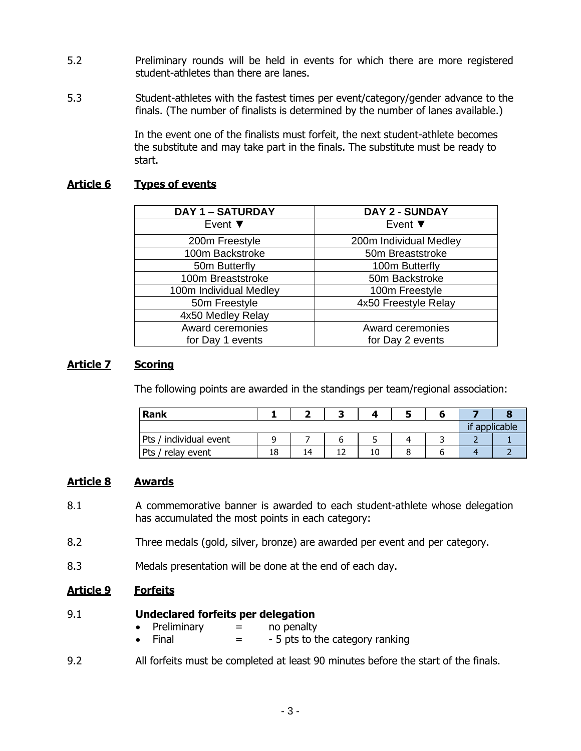5.2 Preliminary rounds will be held in events for which there are more registered student-athletes than there are lanes.

5.3 Student-athletes with the fastest times per event/category/gender advance to the finals. (The number of finalists is determined by the number of lanes available.)

In the event one of the finalists must forfeit, the next student-athlete becomes the substitute and may take part in the finals. The substitute must be ready to start.

## Article 6 Types of events

| DAY 1 – SATURDAY | DAY 2 - SUNDAY |
|---|---|
| Event ▼ | Event ▼ |
| 200m Freestyle | 200m Individual Medley |
| 100m Backstroke | 50m Breaststroke |
| 50m Butterfly | 100m Butterfly |
| 100m Breaststroke | 50m Backstroke |
| 100m Individual Medley | 100m Freestyle |
| 50m Freestyle | 4x50 Freestyle Relay |
| 4x50 Medley Relay | |
| Award ceremonies for Day 1 events | Award ceremonies for Day 2 events |

## Article 7 Scoring

The following points are awarded in the standings per team/regional association:

| Rank | 1 | 2 | 3 | 4 | 5 | 6 | 7 | 8 |
|---|---|---|---|---|---|---|---|---|
| | | | | | | | if applicable | |
| Pts / individual event | 9 | 7 | 6 | 5 | 4 | 3 | 2 | 1 |
| Pts / relay event | 18 | 14 | 12 | 10 | 8 | 6 | 4 | 2 |

## Article 8 Awards

8.1 A commemorative banner is awarded to each student-athlete whose delegation has accumulated the most points in each category:

8.2 Three medals (gold, silver, bronze) are awarded per event and per category.

8.3 Medals presentation will be done at the end of each day.

## Article 9 Forfeits

9.1 **Undeclared forfeits per delegation**

- Preliminary = no penalty
- Final = - 5 pts to the category ranking

9.2 All forfeits must be completed at least 90 minutes before the start of the finals.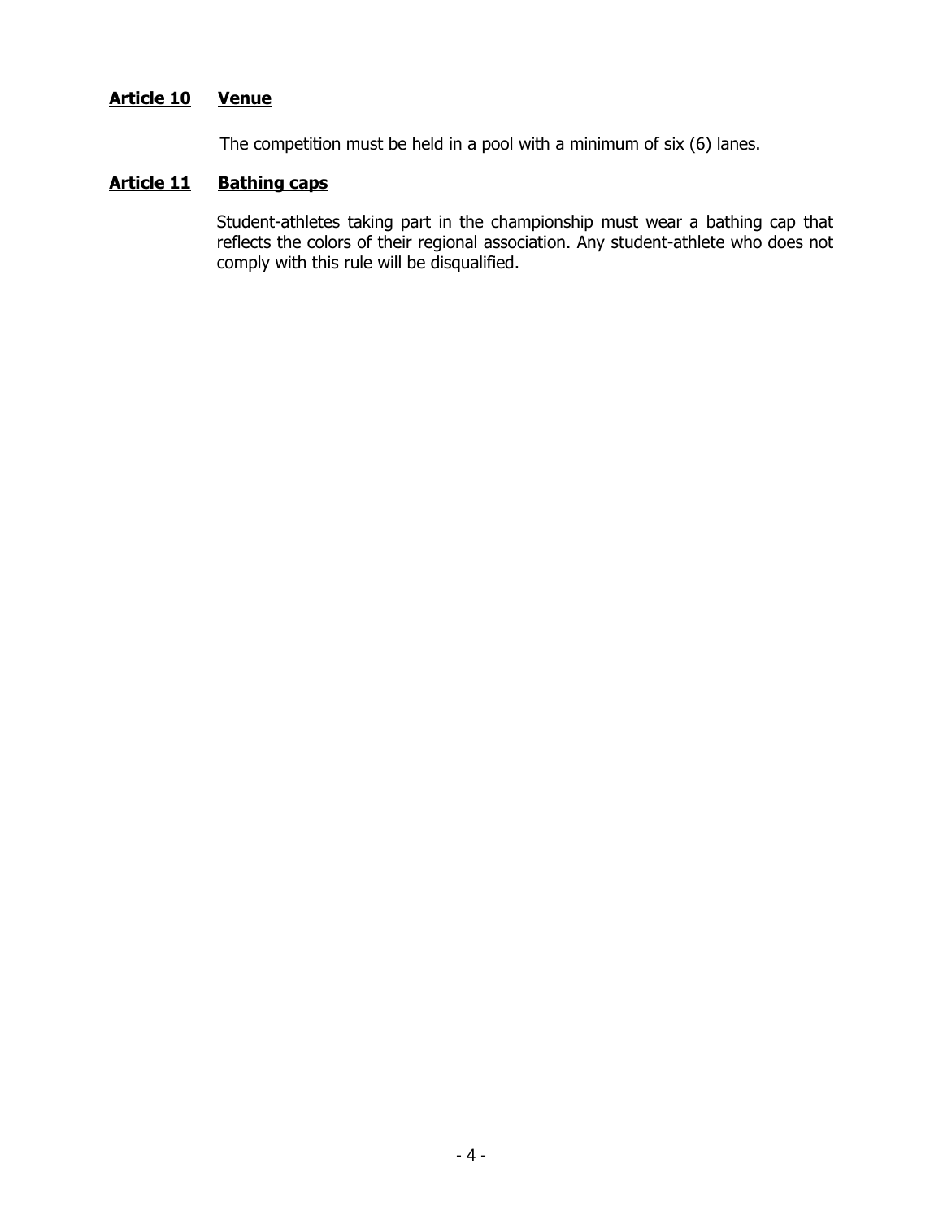**Article 10 Venue**

The competition must be held in a pool with a minimum of six (6) lanes.

**Article 11 Bathing caps**

Student-athletes taking part in the championship must wear a bathing cap that reflects the colors of their regional association. Any student-athlete who does not comply with this rule will be disqualified.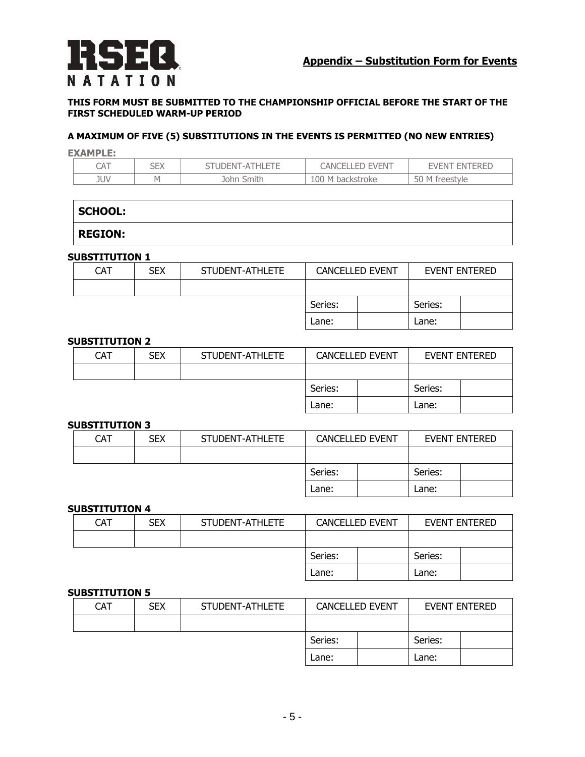RSEQ NATATION

## Appendix – Substitution Form for Events

**THIS FORM MUST BE SUBMITTED TO THE CHAMPIONSHIP OFFICIAL BEFORE THE START OF THE FIRST SCHEDULED WARM-UP PERIOD**

**A MAXIMUM OF FIVE (5) SUBSTITUTIONS IN THE EVENTS IS PERMITTED (NO NEW ENTRIES)**

**EXAMPLE:**

| CAT | SEX | STUDENT-ATHLETE | CANCELLED EVENT | EVENT ENTERED |
|---|---|---|---|---|
| JUV | M | John Smith | 100 M backstroke | 50 M freestyle |

| |
|---|
| **SCHOOL:** |
| **REGION:** |

**SUBSTITUTION 1**

| CAT | SEX | STUDENT-ATHLETE | CANCELLED EVENT | | EVENT ENTERED | |
|---|---|---|---|---|---|---|
| | | | | | | |
| | | | Series: | | Series: | |
| | | | Lane: | | Lane: | |

**SUBSTITUTION 2**

| CAT | SEX | STUDENT-ATHLETE | CANCELLED EVENT | | EVENT ENTERED | |
|---|---|---|---|---|---|---|
| | | | | | | |
| | | | Series: | | Series: | |
| | | | Lane: | | Lane: | |

**SUBSTITUTION 3**

| CAT | SEX | STUDENT-ATHLETE | CANCELLED EVENT | | EVENT ENTERED | |
|---|---|---|---|---|---|---|
| | | | | | | |
| | | | Series: | | Series: | |
| | | | Lane: | | Lane: | |

**SUBSTITUTION 4**

| CAT | SEX | STUDENT-ATHLETE | CANCELLED EVENT | | EVENT ENTERED | |
|---|---|---|---|---|---|---|
| | | | | | | |
| | | | Series: | | Series: | |
| | | | Lane: | | Lane: | |

**SUBSTITUTION 5**

| CAT | SEX | STUDENT-ATHLETE | CANCELLED EVENT | | EVENT ENTERED | |
|---|---|---|---|---|---|---|
| | | | | | | |
| | | | Series: | | Series: | |
| | | | Lane: | | Lane: | |